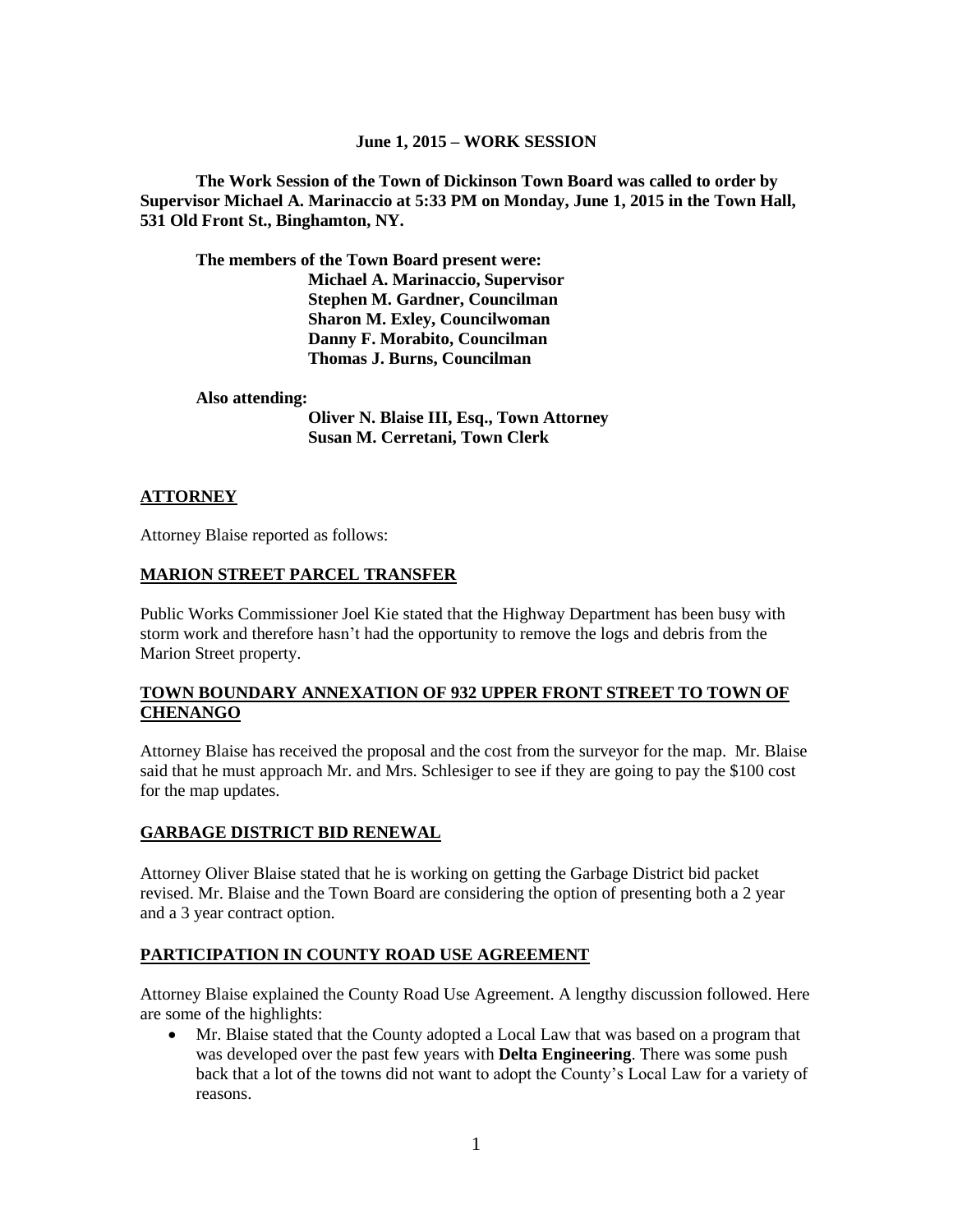**June 1, 2015 – WORK SESSION**

**The Work Session of the Town of Dickinson Town Board was called to order by Supervisor Michael A. Marinaccio at 5:33 PM on Monday, June 1, 2015 in the Town Hall, 531 Old Front St., Binghamton, NY.**

**The members of the Town Board present were:**
**Michael A. Marinaccio, Supervisor**
**Stephen M. Gardner, Councilman**
**Sharon M. Exley, Councilwoman**
**Danny F. Morabito, Councilman**
**Thomas J. Burns, Councilman**

**Also attending:**
**Oliver N. Blaise III, Esq., Town Attorney**
**Susan M. Cerretani, Town Clerk**

## ATTORNEY

Attorney Blaise reported as follows:

### MARION STREET PARCEL TRANSFER

Public Works Commissioner Joel Kie stated that the Highway Department has been busy with storm work and therefore hasn't had the opportunity to remove the logs and debris from the Marion Street property.

### TOWN BOUNDARY ANNEXATION OF 932 UPPER FRONT STREET TO TOWN OF CHENANGO

Attorney Blaise has received the proposal and the cost from the surveyor for the map. Mr. Blaise said that he must approach Mr. and Mrs. Schlesiger to see if they are going to pay the $100 cost for the map updates.

### GARBAGE DISTRICT BID RENEWAL

Attorney Oliver Blaise stated that he is working on getting the Garbage District bid packet revised. Mr. Blaise and the Town Board are considering the option of presenting both a 2 year and a 3 year contract option.

### PARTICIPATION IN COUNTY ROAD USE AGREEMENT

Attorney Blaise explained the County Road Use Agreement. A lengthy discussion followed. Here are some of the highlights:

- Mr. Blaise stated that the County adopted a Local Law that was based on a program that was developed over the past few years with **Delta Engineering**. There was some push back that a lot of the towns did not want to adopt the County's Local Law for a variety of reasons.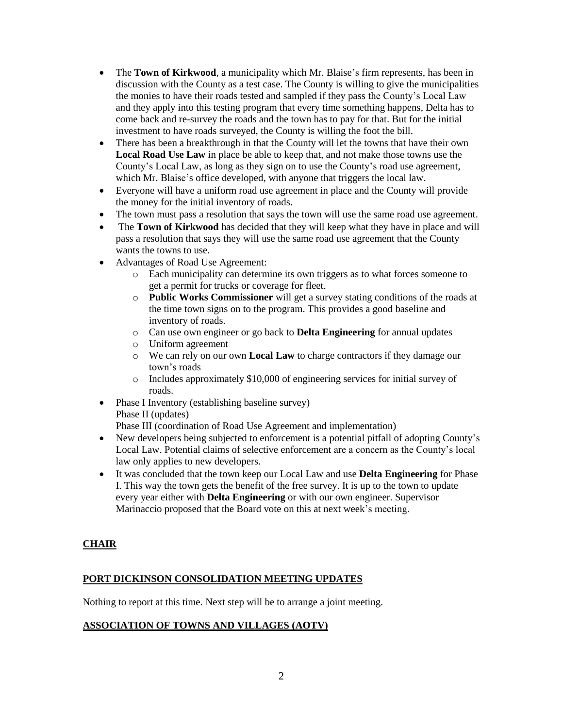- The **Town of Kirkwood**, a municipality which Mr. Blaise's firm represents, has been in discussion with the County as a test case. The County is willing to give the municipalities the monies to have their roads tested and sampled if they pass the County's Local Law and they apply into this testing program that every time something happens, Delta has to come back and re-survey the roads and the town has to pay for that. But for the initial investment to have roads surveyed, the County is willing the foot the bill.
- There has been a breakthrough in that the County will let the towns that have their own **Local Road Use Law** in place be able to keep that, and not make those towns use the County's Local Law, as long as they sign on to use the County's road use agreement, which Mr. Blaise's office developed, with anyone that triggers the local law.
- Everyone will have a uniform road use agreement in place and the County will provide the money for the initial inventory of roads.
- The town must pass a resolution that says the town will use the same road use agreement.
- The **Town of Kirkwood** has decided that they will keep what they have in place and will pass a resolution that says they will use the same road use agreement that the County wants the towns to use.
- Advantages of Road Use Agreement:
  - Each municipality can determine its own triggers as to what forces someone to get a permit for trucks or coverage for fleet.
  - **Public Works Commissioner** will get a survey stating conditions of the roads at the time town signs on to the program. This provides a good baseline and inventory of roads.
  - Can use own engineer or go back to **Delta Engineering** for annual updates
  - Uniform agreement
  - We can rely on our own **Local Law** to charge contractors if they damage our town's roads
  - Includes approximately $10,000 of engineering services for initial survey of roads.
- Phase I Inventory (establishing baseline survey)
  Phase II (updates)
  Phase III (coordination of Road Use Agreement and implementation)
- New developers being subjected to enforcement is a potential pitfall of adopting County's Local Law. Potential claims of selective enforcement are a concern as the County's local law only applies to new developers.
- It was concluded that the town keep our Local Law and use **Delta Engineering** for Phase I. This way the town gets the benefit of the free survey. It is up to the town to update every year either with **Delta Engineering** or with our own engineer. Supervisor Marinaccio proposed that the Board vote on this at next week's meeting.

## CHAIR

### PORT DICKINSON CONSOLIDATION MEETING UPDATES

Nothing to report at this time. Next step will be to arrange a joint meeting.

### ASSOCIATION OF TOWNS AND VILLAGES (AOTV)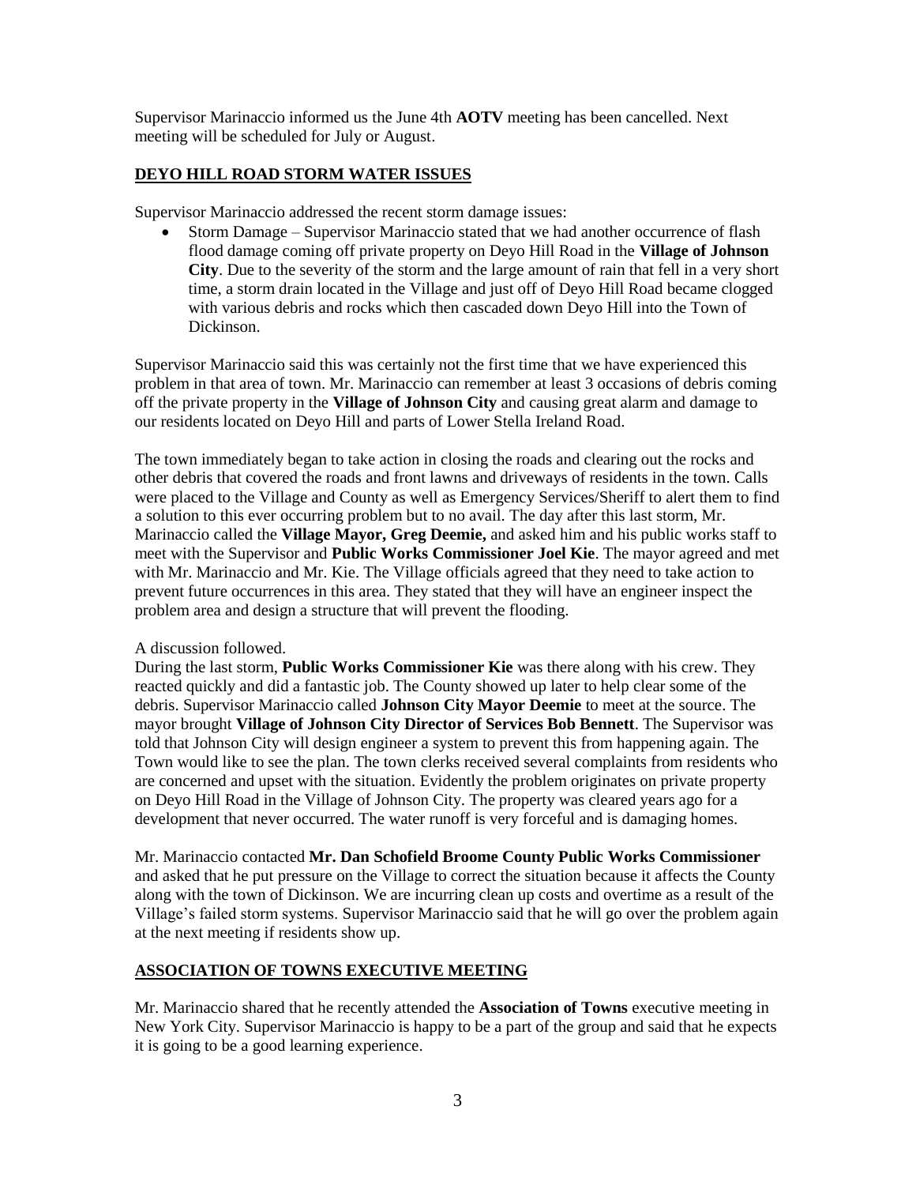Supervisor Marinaccio informed us the June 4th **AOTV** meeting has been cancelled. Next meeting will be scheduled for July or August.

## DEYO HILL ROAD STORM WATER ISSUES

Supervisor Marinaccio addressed the recent storm damage issues:

- Storm Damage – Supervisor Marinaccio stated that we had another occurrence of flash flood damage coming off private property on Deyo Hill Road in the **Village of Johnson City**. Due to the severity of the storm and the large amount of rain that fell in a very short time, a storm drain located in the Village and just off of Deyo Hill Road became clogged with various debris and rocks which then cascaded down Deyo Hill into the Town of Dickinson.

Supervisor Marinaccio said this was certainly not the first time that we have experienced this problem in that area of town. Mr. Marinaccio can remember at least 3 occasions of debris coming off the private property in the **Village of Johnson City** and causing great alarm and damage to our residents located on Deyo Hill and parts of Lower Stella Ireland Road.

The town immediately began to take action in closing the roads and clearing out the rocks and other debris that covered the roads and front lawns and driveways of residents in the town. Calls were placed to the Village and County as well as Emergency Services/Sheriff to alert them to find a solution to this ever occurring problem but to no avail. The day after this last storm, Mr. Marinaccio called the **Village Mayor, Greg Deemie,** and asked him and his public works staff to meet with the Supervisor and **Public Works Commissioner Joel Kie**. The mayor agreed and met with Mr. Marinaccio and Mr. Kie. The Village officials agreed that they need to take action to prevent future occurrences in this area. They stated that they will have an engineer inspect the problem area and design a structure that will prevent the flooding.

A discussion followed.
During the last storm, **Public Works Commissioner Kie** was there along with his crew. They reacted quickly and did a fantastic job. The County showed up later to help clear some of the debris. Supervisor Marinaccio called **Johnson City Mayor Deemie** to meet at the source. The mayor brought **Village of Johnson City Director of Services Bob Bennett**. The Supervisor was told that Johnson City will design engineer a system to prevent this from happening again. The Town would like to see the plan. The town clerks received several complaints from residents who are concerned and upset with the situation. Evidently the problem originates on private property on Deyo Hill Road in the Village of Johnson City. The property was cleared years ago for a development that never occurred. The water runoff is very forceful and is damaging homes.

Mr. Marinaccio contacted **Mr. Dan Schofield Broome County Public Works Commissioner** and asked that he put pressure on the Village to correct the situation because it affects the County along with the town of Dickinson. We are incurring clean up costs and overtime as a result of the Village's failed storm systems. Supervisor Marinaccio said that he will go over the problem again at the next meeting if residents show up.

## ASSOCIATION OF TOWNS EXECUTIVE MEETING

Mr. Marinaccio shared that he recently attended the **Association of Towns** executive meeting in New York City. Supervisor Marinaccio is happy to be a part of the group and said that he expects it is going to be a good learning experience.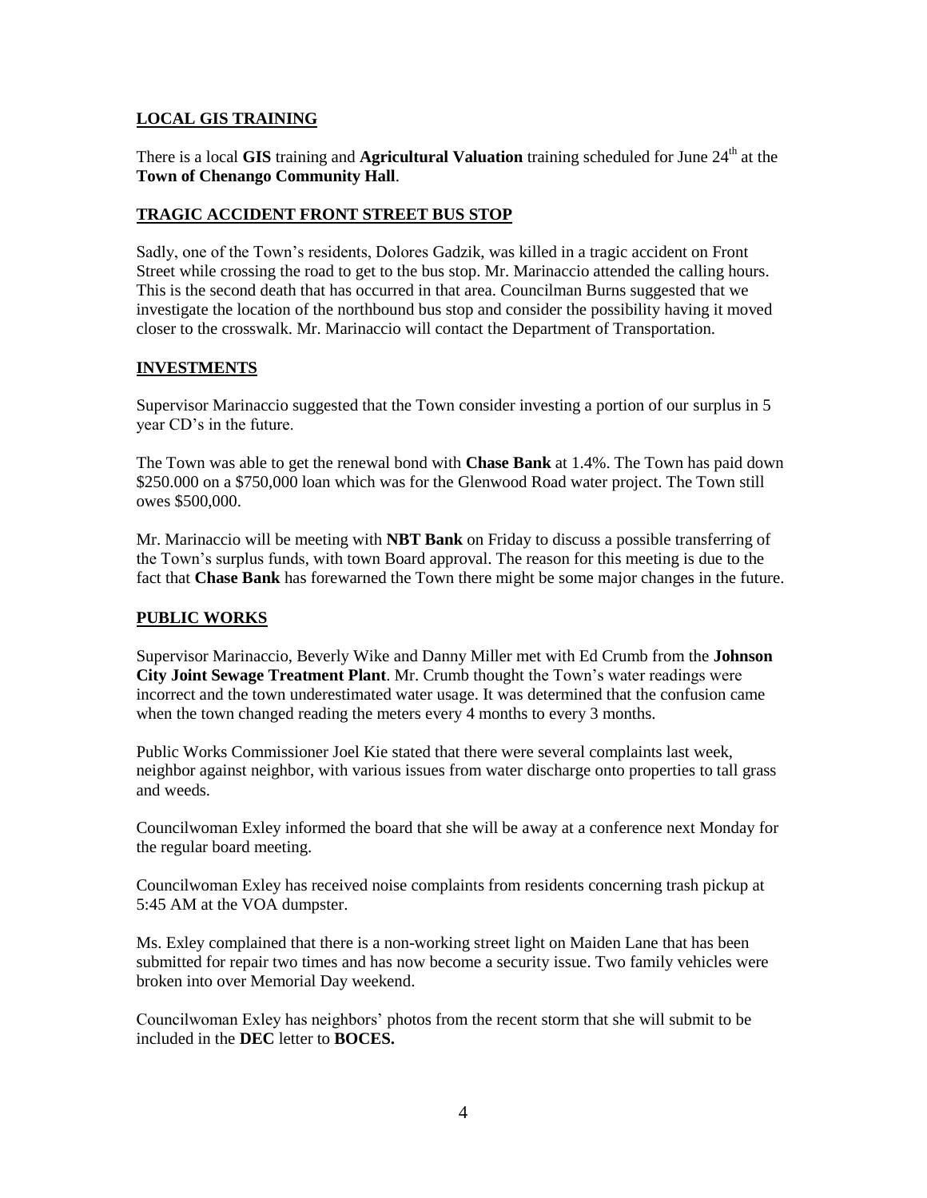## LOCAL GIS TRAINING

There is a local **GIS** training and **Agricultural Valuation** training scheduled for June 24th at the **Town of Chenango Community Hall**.

## TRAGIC ACCIDENT FRONT STREET BUS STOP

Sadly, one of the Town's residents, Dolores Gadzik, was killed in a tragic accident on Front Street while crossing the road to get to the bus stop. Mr. Marinaccio attended the calling hours. This is the second death that has occurred in that area. Councilman Burns suggested that we investigate the location of the northbound bus stop and consider the possibility having it moved closer to the crosswalk. Mr. Marinaccio will contact the Department of Transportation.

## INVESTMENTS

Supervisor Marinaccio suggested that the Town consider investing a portion of our surplus in 5 year CD's in the future.

The Town was able to get the renewal bond with **Chase Bank** at 1.4%. The Town has paid down $250.000 on a $750,000 loan which was for the Glenwood Road water project. The Town still owes $500,000.

Mr. Marinaccio will be meeting with **NBT Bank** on Friday to discuss a possible transferring of the Town's surplus funds, with town Board approval. The reason for this meeting is due to the fact that **Chase Bank** has forewarned the Town there might be some major changes in the future.

## PUBLIC WORKS

Supervisor Marinaccio, Beverly Wike and Danny Miller met with Ed Crumb from the **Johnson City Joint Sewage Treatment Plant**. Mr. Crumb thought the Town's water readings were incorrect and the town underestimated water usage. It was determined that the confusion came when the town changed reading the meters every 4 months to every 3 months.

Public Works Commissioner Joel Kie stated that there were several complaints last week, neighbor against neighbor, with various issues from water discharge onto properties to tall grass and weeds.

Councilwoman Exley informed the board that she will be away at a conference next Monday for the regular board meeting.

Councilwoman Exley has received noise complaints from residents concerning trash pickup at 5:45 AM at the VOA dumpster.

Ms. Exley complained that there is a non-working street light on Maiden Lane that has been submitted for repair two times and has now become a security issue. Two family vehicles were broken into over Memorial Day weekend.

Councilwoman Exley has neighbors' photos from the recent storm that she will submit to be included in the **DEC** letter to **BOCES.**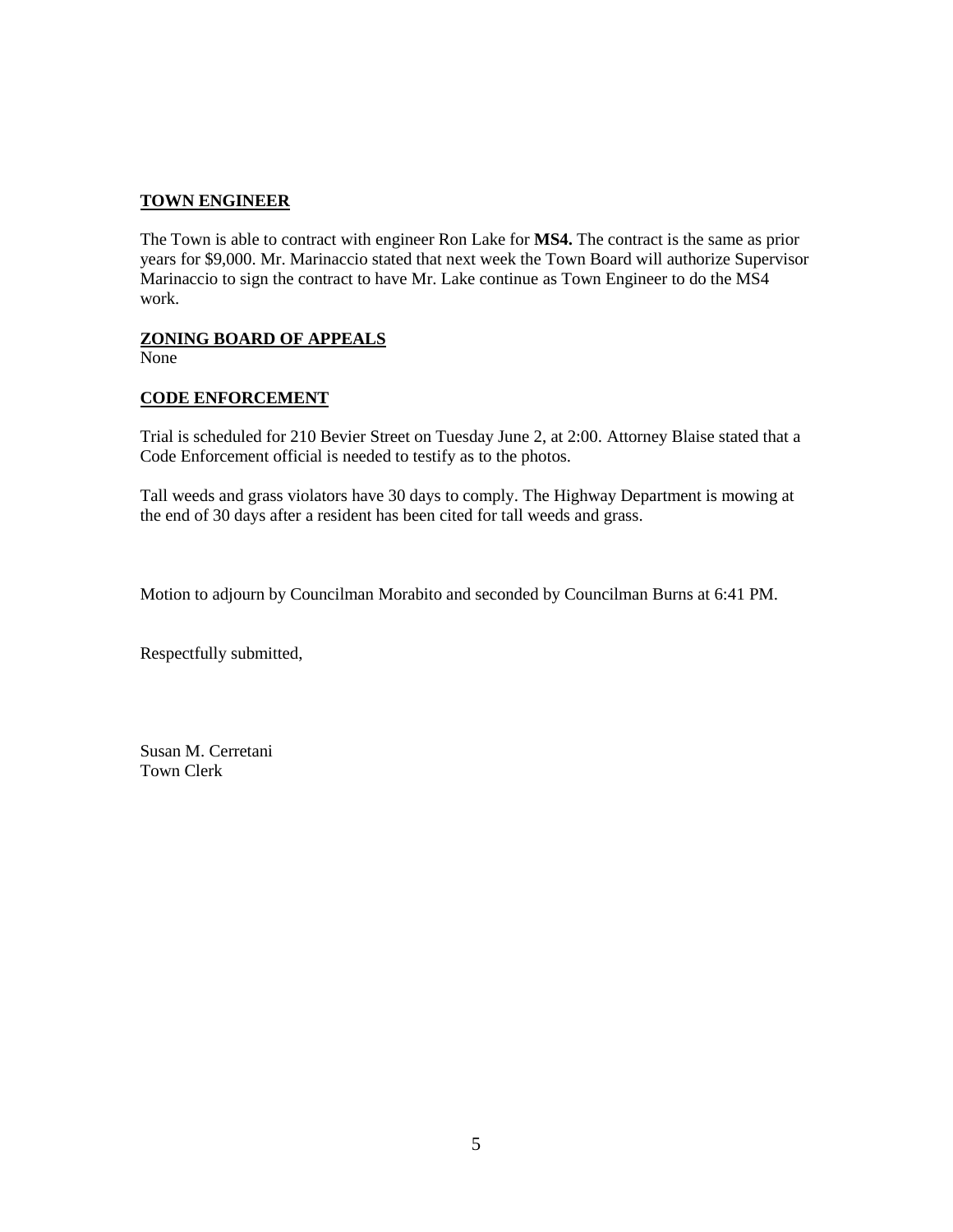## TOWN ENGINEER

The Town is able to contract with engineer Ron Lake for **MS4.** The contract is the same as prior years for $9,000. Mr. Marinaccio stated that next week the Town Board will authorize Supervisor Marinaccio to sign the contract to have Mr. Lake continue as Town Engineer to do the MS4 work.

## ZONING BOARD OF APPEALS

None

## CODE ENFORCEMENT

Trial is scheduled for 210 Bevier Street on Tuesday June 2, at 2:00. Attorney Blaise stated that a Code Enforcement official is needed to testify as to the photos.

Tall weeds and grass violators have 30 days to comply. The Highway Department is mowing at the end of 30 days after a resident has been cited for tall weeds and grass.

Motion to adjourn by Councilman Morabito and seconded by Councilman Burns at 6:41 PM.

Respectfully submitted,

Susan M. Cerretani
Town Clerk